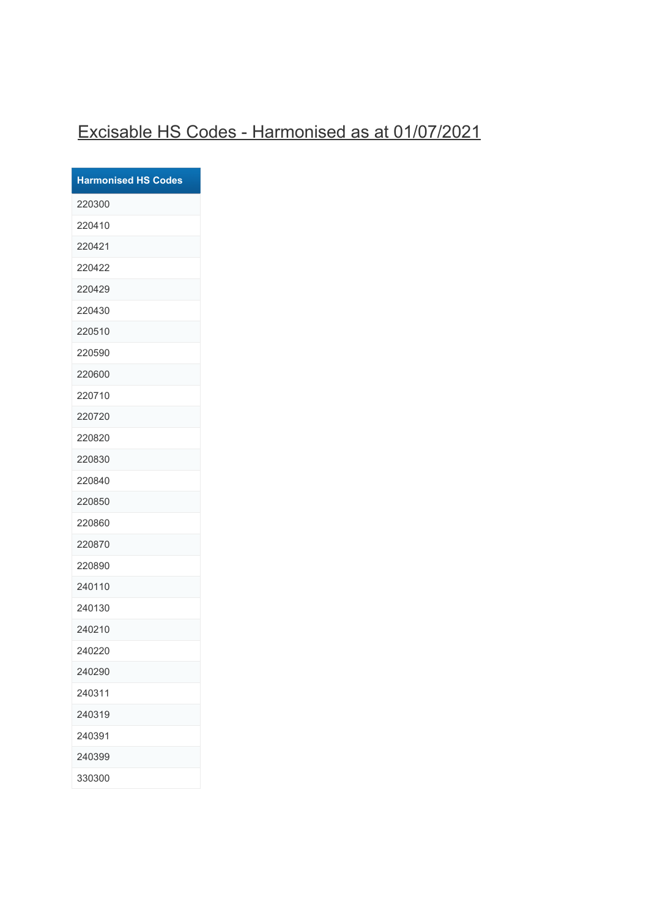# Excisable HS Codes - Harmonised as at 01/07/2021

| Harmonised HS Codes |
| --- |
| 220300 |
| 220410 |
| 220421 |
| 220422 |
| 220429 |
| 220430 |
| 220510 |
| 220590 |
| 220600 |
| 220710 |
| 220720 |
| 220820 |
| 220830 |
| 220840 |
| 220850 |
| 220860 |
| 220870 |
| 220890 |
| 240110 |
| 240130 |
| 240210 |
| 240220 |
| 240290 |
| 240311 |
| 240319 |
| 240391 |
| 240399 |
| 330300 |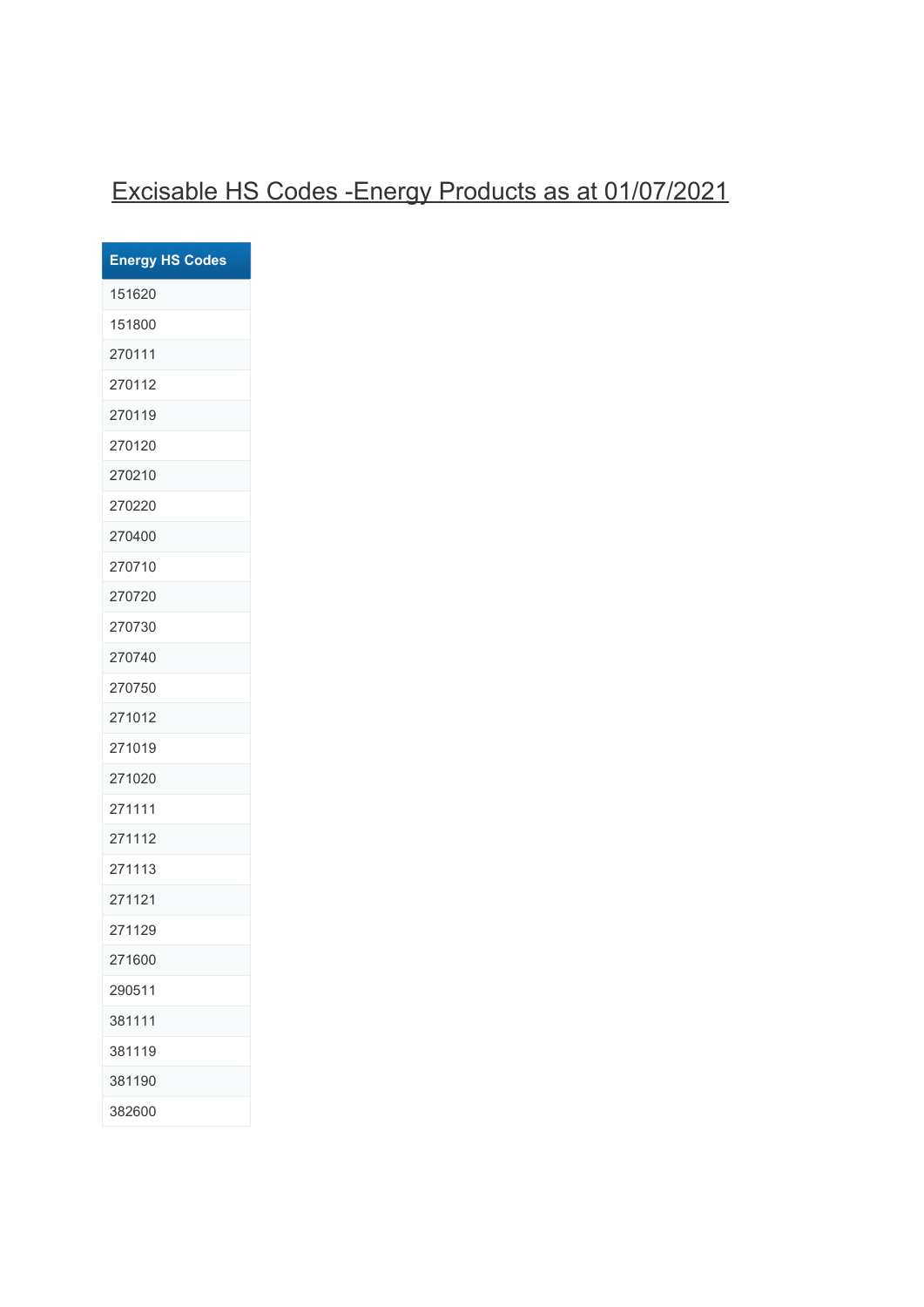# Excisable HS Codes -Energy Products as at 01/07/2021

| Energy HS Codes |
|---|
| 151620 |
| 151800 |
| 270111 |
| 270112 |
| 270119 |
| 270120 |
| 270210 |
| 270220 |
| 270400 |
| 270710 |
| 270720 |
| 270730 |
| 270740 |
| 270750 |
| 271012 |
| 271019 |
| 271020 |
| 271111 |
| 271112 |
| 271113 |
| 271121 |
| 271129 |
| 271600 |
| 290511 |
| 381111 |
| 381119 |
| 381190 |
| 382600 |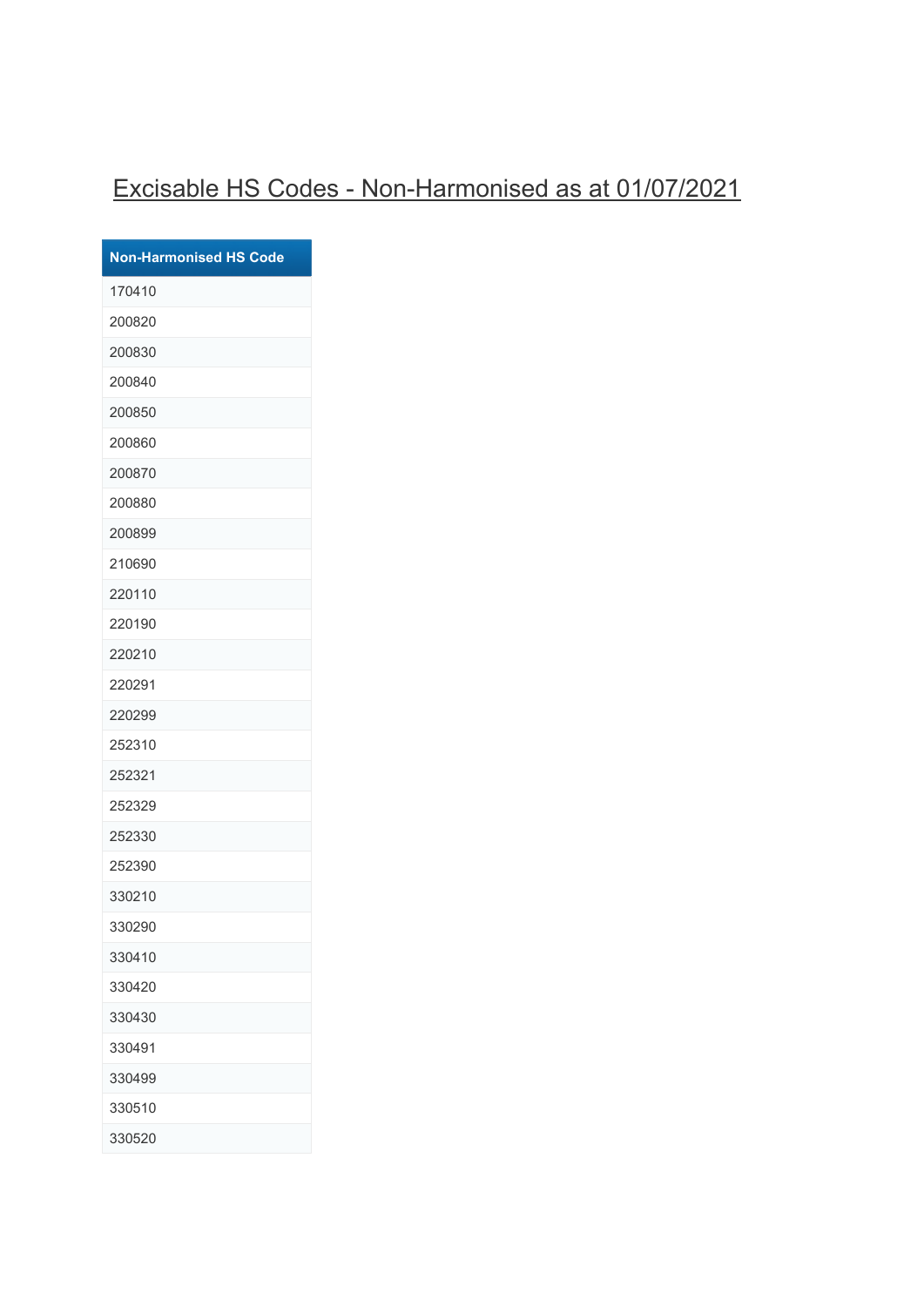# Excisable HS Codes - Non-Harmonised as at 01/07/2021

| Non-Harmonised HS Code |
| --- |
| 170410 |
| 200820 |
| 200830 |
| 200840 |
| 200850 |
| 200860 |
| 200870 |
| 200880 |
| 200899 |
| 210690 |
| 220110 |
| 220190 |
| 220210 |
| 220291 |
| 220299 |
| 252310 |
| 252321 |
| 252329 |
| 252330 |
| 252390 |
| 330210 |
| 330290 |
| 330410 |
| 330420 |
| 330430 |
| 330491 |
| 330499 |
| 330510 |
| 330520 |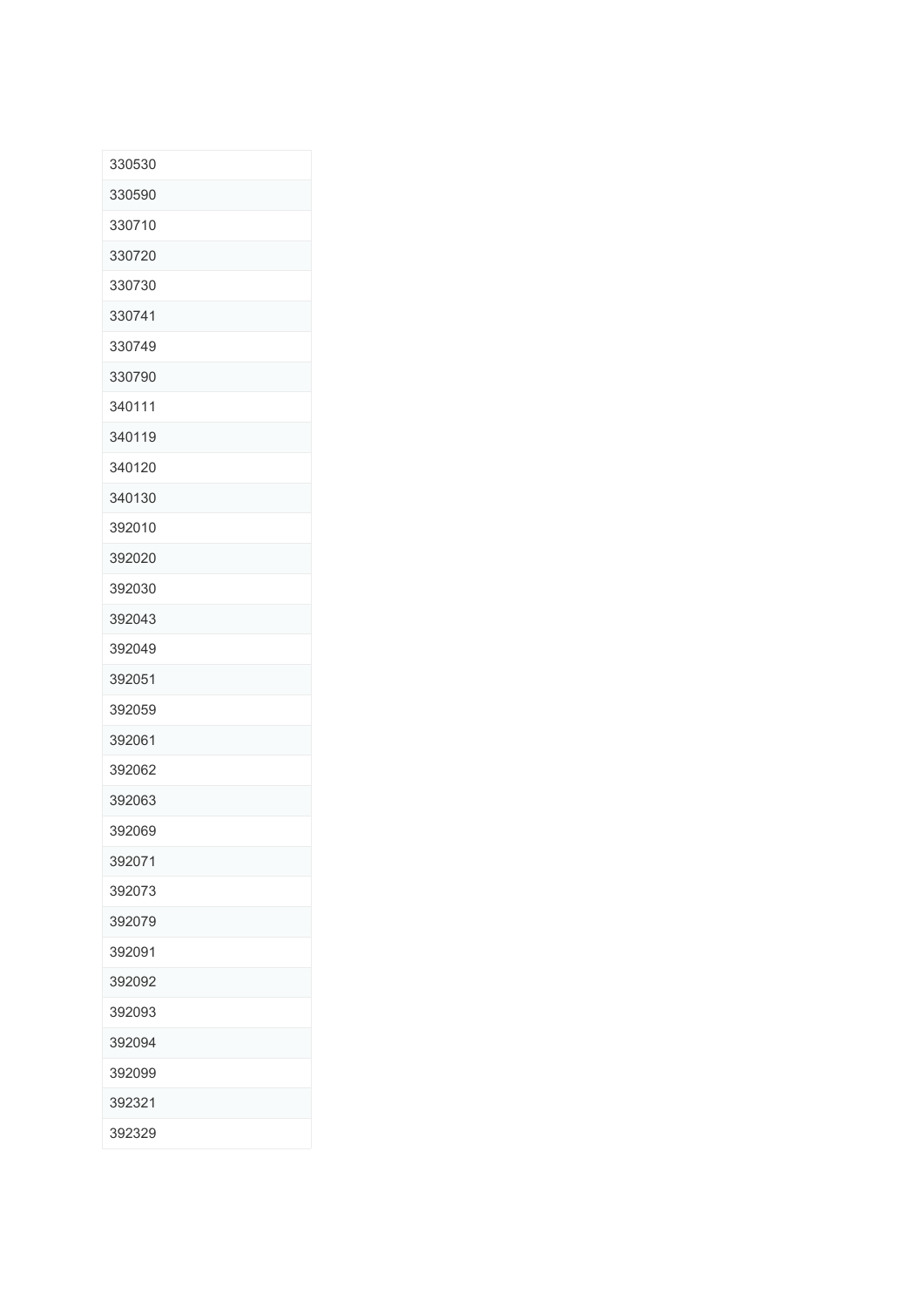| 330530 |
| --- |
| 330590 |
| 330710 |
| 330720 |
| 330730 |
| 330741 |
| 330749 |
| 330790 |
| 340111 |
| 340119 |
| 340120 |
| 340130 |
| 392010 |
| 392020 |
| 392030 |
| 392043 |
| 392049 |
| 392051 |
| 392059 |
| 392061 |
| 392062 |
| 392063 |
| 392069 |
| 392071 |
| 392073 |
| 392079 |
| 392091 |
| 392092 |
| 392093 |
| 392094 |
| 392099 |
| 392321 |
| 392329 |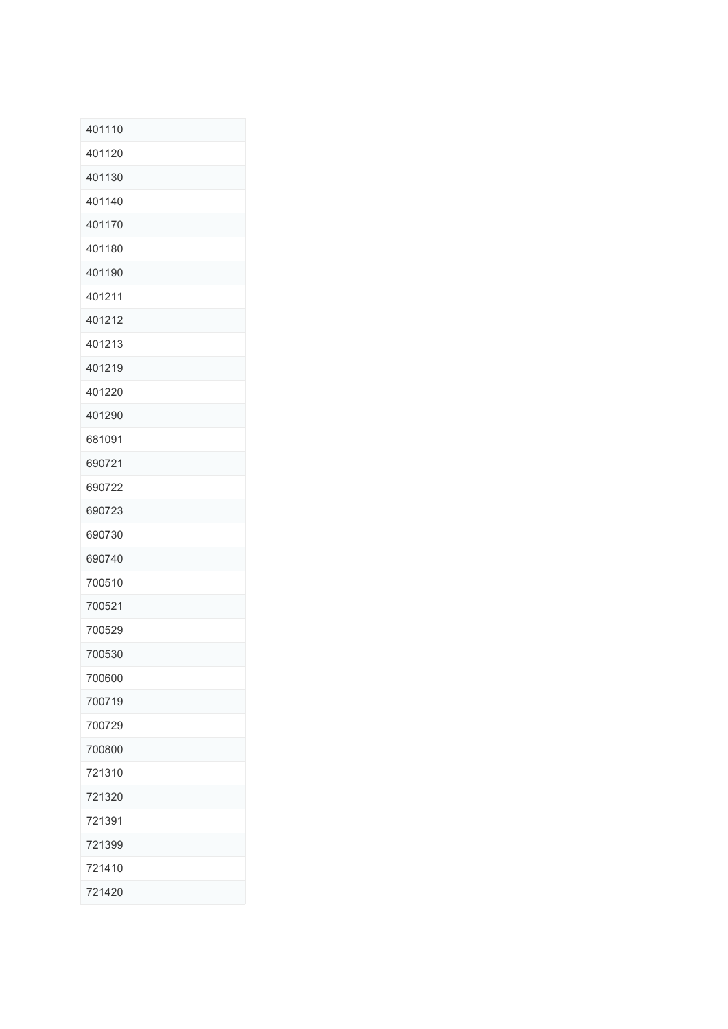| 401110 |
| --- |
| 401120 |
| 401130 |
| 401140 |
| 401170 |
| 401180 |
| 401190 |
| 401211 |
| 401212 |
| 401213 |
| 401219 |
| 401220 |
| 401290 |
| 681091 |
| 690721 |
| 690722 |
| 690723 |
| 690730 |
| 690740 |
| 700510 |
| 700521 |
| 700529 |
| 700530 |
| 700600 |
| 700719 |
| 700729 |
| 700800 |
| 721310 |
| 721320 |
| 721391 |
| 721399 |
| 721410 |
| 721420 |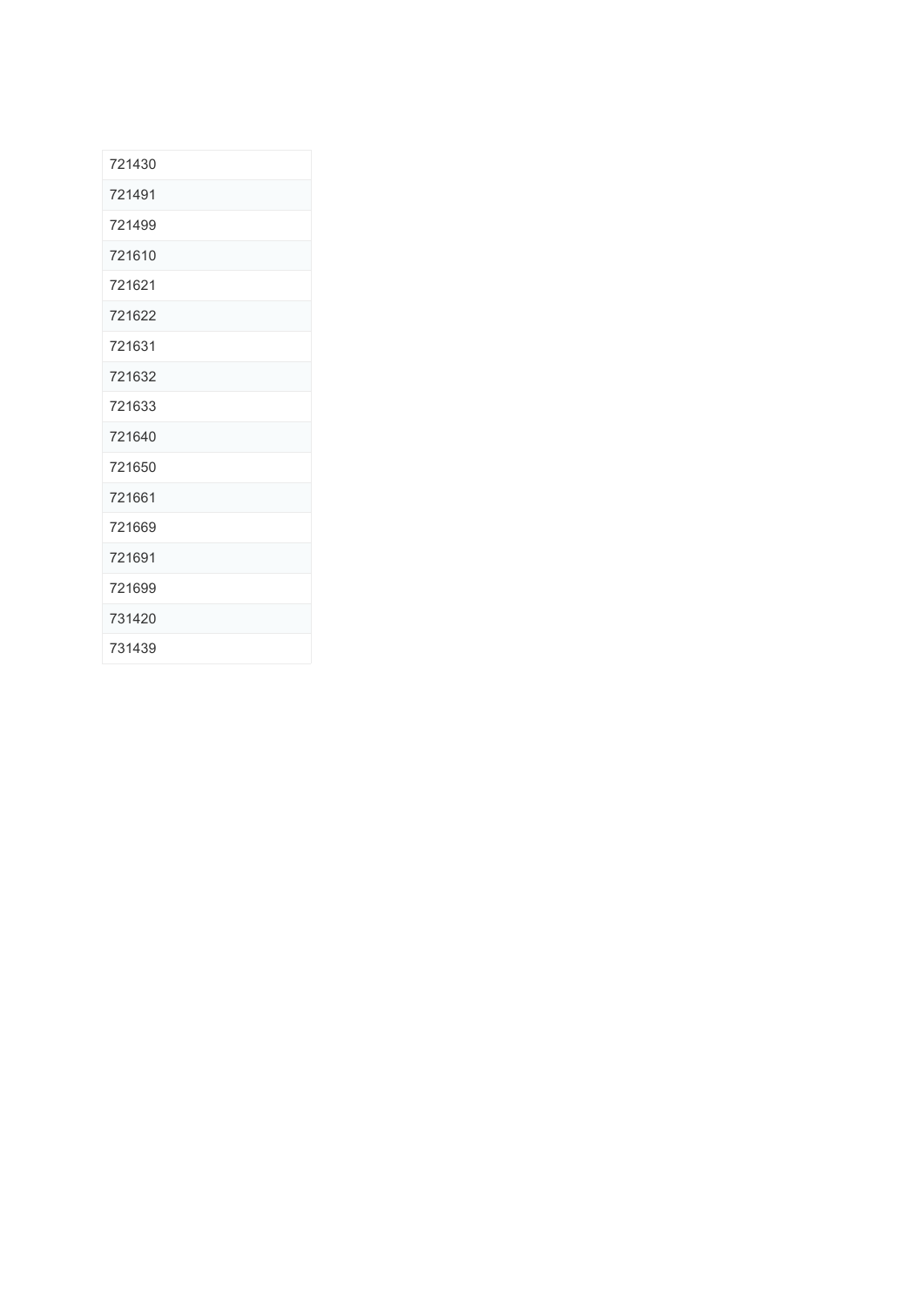| 721430 |
| --- |
| 721491 |
| 721499 |
| 721610 |
| 721621 |
| 721622 |
| 721631 |
| 721632 |
| 721633 |
| 721640 |
| 721650 |
| 721661 |
| 721669 |
| 721691 |
| 721699 |
| 731420 |
| 731439 |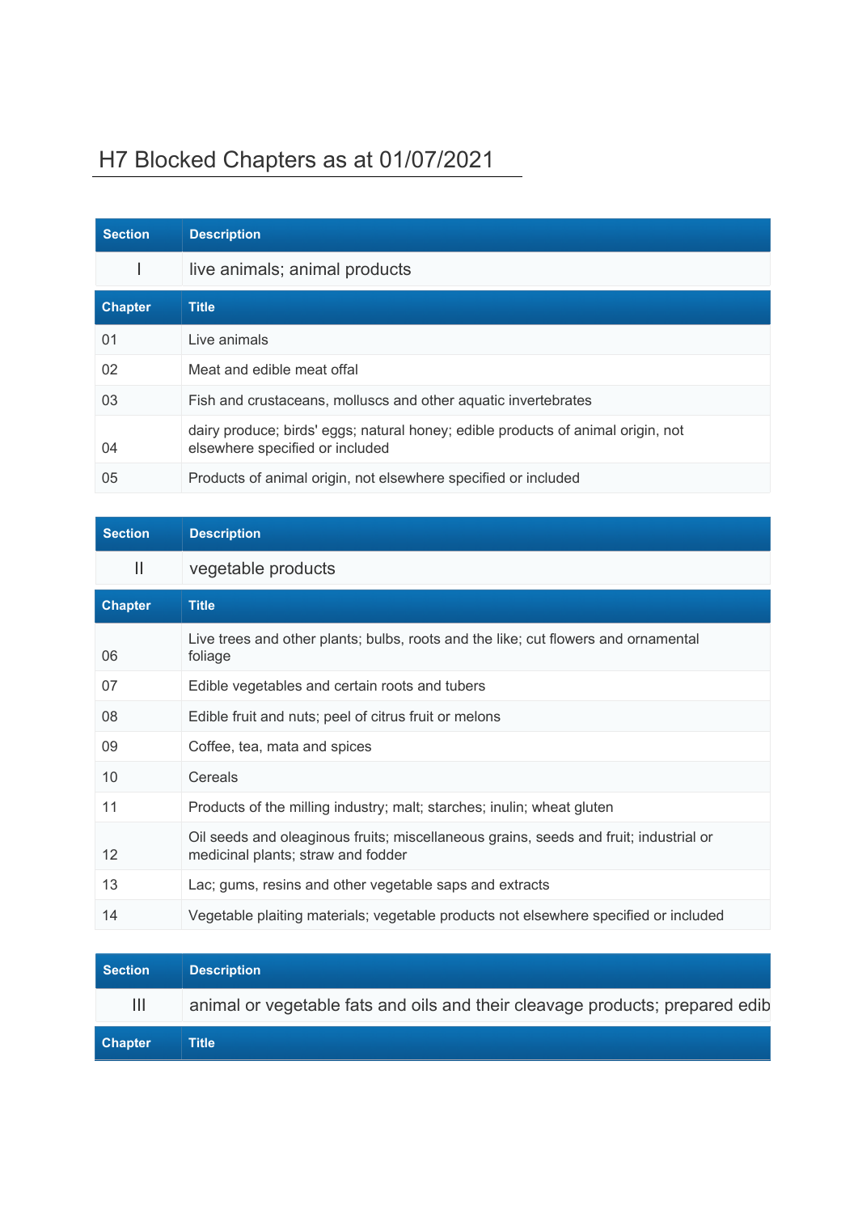# H7 Blocked Chapters as at 01/07/2021

| Section | Description |
|---|---|
| I | live animals; animal products |

| Chapter | Title |
|---|---|
| 01 | Live animals |
| 02 | Meat and edible meat offal |
| 03 | Fish and crustaceans, molluscs and other aquatic invertebrates |
| 04 | dairy produce; birds' eggs; natural honey; edible products of animal origin, not elsewhere specified or included |
| 05 | Products of animal origin, not elsewhere specified or included |

| Section | Description |
|---|---|
| II | vegetable products |

| Chapter | Title |
|---|---|
| 06 | Live trees and other plants; bulbs, roots and the like; cut flowers and ornamental foliage |
| 07 | Edible vegetables and certain roots and tubers |
| 08 | Edible fruit and nuts; peel of citrus fruit or melons |
| 09 | Coffee, tea, mata and spices |
| 10 | Cereals |
| 11 | Products of the milling industry; malt; starches; inulin; wheat gluten |
| 12 | Oil seeds and oleaginous fruits; miscellaneous grains, seeds and fruit; industrial or medicinal plants; straw and fodder |
| 13 | Lac; gums, resins and other vegetable saps and extracts |
| 14 | Vegetable plaiting materials; vegetable products not elsewhere specified or included |

| Section | Description |
|---|---|
| III | animal or vegetable fats and oils and their cleavage products; prepared edib |

| Chapter | Title |
|---|---|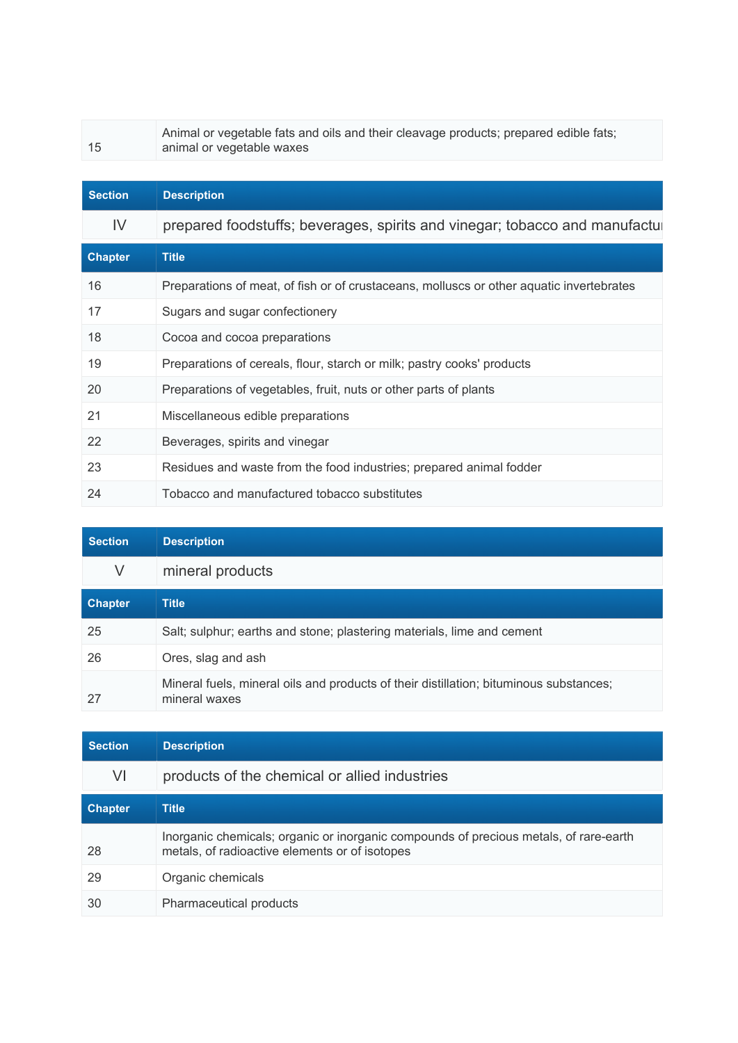| 15 | Animal or vegetable fats and oils and their cleavage products; prepared edible fats; animal or vegetable waxes |
| --- | --- |

| Section | Description |
| --- | --- |
| IV | prepared foodstuffs; beverages, spirits and vinegar; tobacco and manufactu |

| Chapter | Title |
| --- | --- |
| 16 | Preparations of meat, of fish or of crustaceans, molluscs or other aquatic invertebrates |
| 17 | Sugars and sugar confectionery |
| 18 | Cocoa and cocoa preparations |
| 19 | Preparations of cereals, flour, starch or milk; pastry cooks' products |
| 20 | Preparations of vegetables, fruit, nuts or other parts of plants |
| 21 | Miscellaneous edible preparations |
| 22 | Beverages, spirits and vinegar |
| 23 | Residues and waste from the food industries; prepared animal fodder |
| 24 | Tobacco and manufactured tobacco substitutes |

| Section | Description |
| --- | --- |
| V | mineral products |

| Chapter | Title |
| --- | --- |
| 25 | Salt; sulphur; earths and stone; plastering materials, lime and cement |
| 26 | Ores, slag and ash |
| 27 | Mineral fuels, mineral oils and products of their distillation; bituminous substances; mineral waxes |

| Section | Description |
| --- | --- |
| VI | products of the chemical or allied industries |

| Chapter | Title |
| --- | --- |
| 28 | Inorganic chemicals; organic or inorganic compounds of precious metals, of rare-earth metals, of radioactive elements or of isotopes |
| 29 | Organic chemicals |
| 30 | Pharmaceutical products |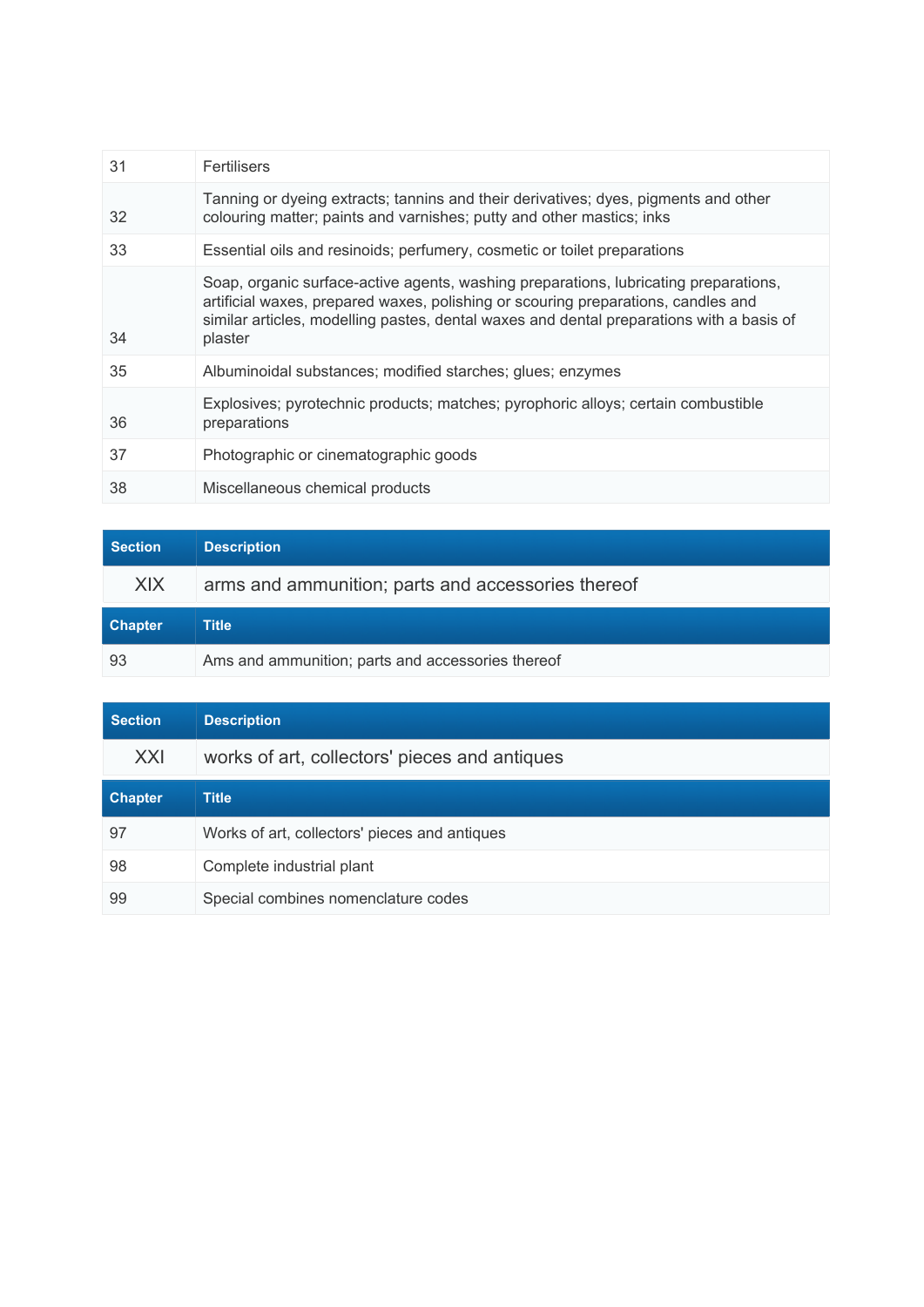| | |
|---|---|
| 31 | Fertilisers |
| 32 | Tanning or dyeing extracts; tannins and their derivatives; dyes, pigments and other colouring matter; paints and varnishes; putty and other mastics; inks |
| 33 | Essential oils and resinoids; perfumery, cosmetic or toilet preparations |
| 34 | Soap, organic surface-active agents, washing preparations, lubricating preparations, artificial waxes, prepared waxes, polishing or scouring preparations, candles and similar articles, modelling pastes, dental waxes and dental preparations with a basis of plaster |
| 35 | Albuminoidal substances; modified starches; glues; enzymes |
| 36 | Explosives; pyrotechnic products; matches; pyrophoric alloys; certain combustible preparations |
| 37 | Photographic or cinematographic goods |
| 38 | Miscellaneous chemical products |

| Section | Description |
|---|---|
| XIX | arms and ammunition; parts and accessories thereof |

| Chapter | Title |
|---|---|
| 93 | Ams and ammunition; parts and accessories thereof |

| Section | Description |
|---|---|
| XXI | works of art, collectors' pieces and antiques |

| Chapter | Title |
|---|---|
| 97 | Works of art, collectors' pieces and antiques |
| 98 | Complete industrial plant |
| 99 | Special combines nomenclature codes |